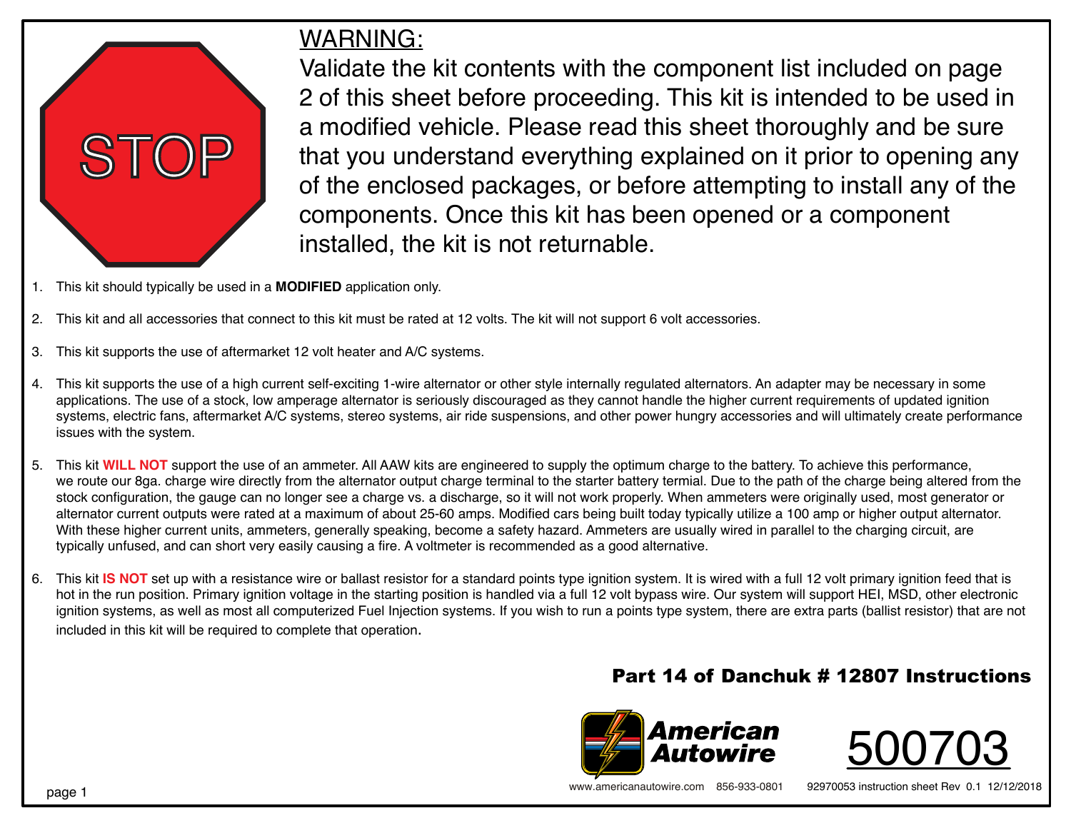STOP

## WARNING:

Validate the kit contents with the component list included on page 2 of this sheet before proceeding. This kit is intended to be used in a modified vehicle. Please read this sheet thoroughly and be sure that you understand everything explained on it prior to opening any of the enclosed packages, or before attempting to install any of the components. Once this kit has been opened or a component installed, the kit is not returnable.

1. This kit should typically be used in a **MODIFIED** application only.

2. This kit and all accessories that connect to this kit must be rated at 12 volts. The kit will not support 6 volt accessories.

3. This kit supports the use of aftermarket 12 volt heater and A/C systems.

4. This kit supports the use of a high current self-exciting 1-wire alternator or other style internally regulated alternators. An adapter may be necessary in some applications. The use of a stock, low amperage alternator is seriously discouraged as they cannot handle the higher current requirements of updated ignition systems, electric fans, aftermarket A/C systems, stereo systems, air ride suspensions, and other power hungry accessories and will ultimately create performance issues with the system.

5. This kit **WILL NOT** support the use of an ammeter. All AAW kits are engineered to supply the optimum charge to the battery. To achieve this performance, we route our 8ga. charge wire directly from the alternator output charge terminal to the starter battery termial. Due to the path of the charge being altered from the stock configuration, the gauge can no longer see a charge vs. a discharge, so it will not work properly. When ammeters were originally used, most generator or alternator current outputs were rated at a maximum of about 25-60 amps. Modified cars being built today typically utilize a 100 amp or higher output alternator. With these higher current units, ammeters, generally speaking, become a safety hazard. Ammeters are usually wired in parallel to the charging circuit, are typically unfused, and can short very easily causing a fire. A voltmeter is recommended as a good alternative.

6. This kit **IS NOT** set up with a resistance wire or ballast resistor for a standard points type ignition system. It is wired with a full 12 volt primary ignition feed that is hot in the run position. Primary ignition voltage in the starting position is handled via a full 12 volt bypass wire. Our system will support HEI, MSD, other electronic ignition systems, as well as most all computerized Fuel Injection systems. If you wish to run a points type system, there are extra parts (ballist resistor) that are not included in this kit will be required to complete that operation.

**Part 14 of Danchuk # 12807 Instructions**

American Autowire

500703

www.americanautowire.com 856-933-0801 92970053 instruction sheet Rev 0.1 12/12/2018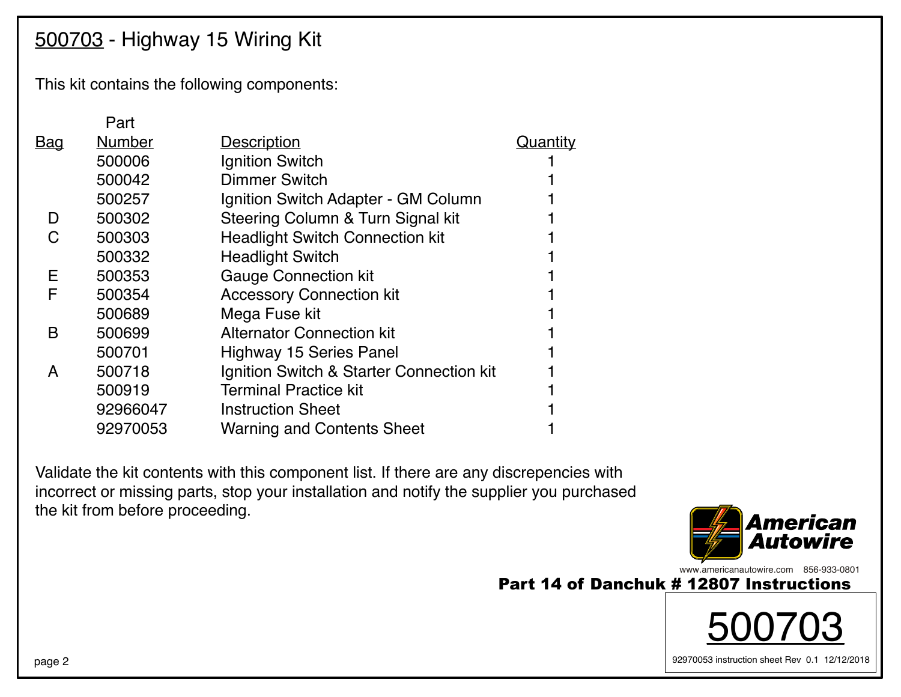# 500703 - Highway 15 Wiring Kit

This kit contains the following components:

| Bag | Part Number | Description | Quantity |
|---|---|---|---|
| | 500006 | Ignition Switch | 1 |
| | 500042 | Dimmer Switch | 1 |
| | 500257 | Ignition Switch Adapter - GM Column | 1 |
| D | 500302 | Steering Column & Turn Signal kit | 1 |
| C | 500303 | Headlight Switch Connection kit | 1 |
| | 500332 | Headlight Switch | 1 |
| E | 500353 | Gauge Connection kit | 1 |
| F | 500354 | Accessory Connection kit | 1 |
| | 500689 | Mega Fuse kit | 1 |
| B | 500699 | Alternator Connection kit | 1 |
| | 500701 | Highway 15 Series Panel | 1 |
| A | 500718 | Ignition Switch & Starter Connection kit | 1 |
| | 500919 | Terminal Practice kit | 1 |
| | 92966047 | Instruction Sheet | 1 |
| | 92970053 | Warning and Contents Sheet | 1 |

Validate the kit contents with this component list. If there are any discrepencies with incorrect or missing parts, stop your installation and notify the supplier you purchased the kit from before proceeding.

American Autowire

www.americanautowire.com 856-933-0801

**Part 14 of Danchuk # 12807 Instructions**

500703

92970053 instruction sheet Rev 0.1 12/12/2018